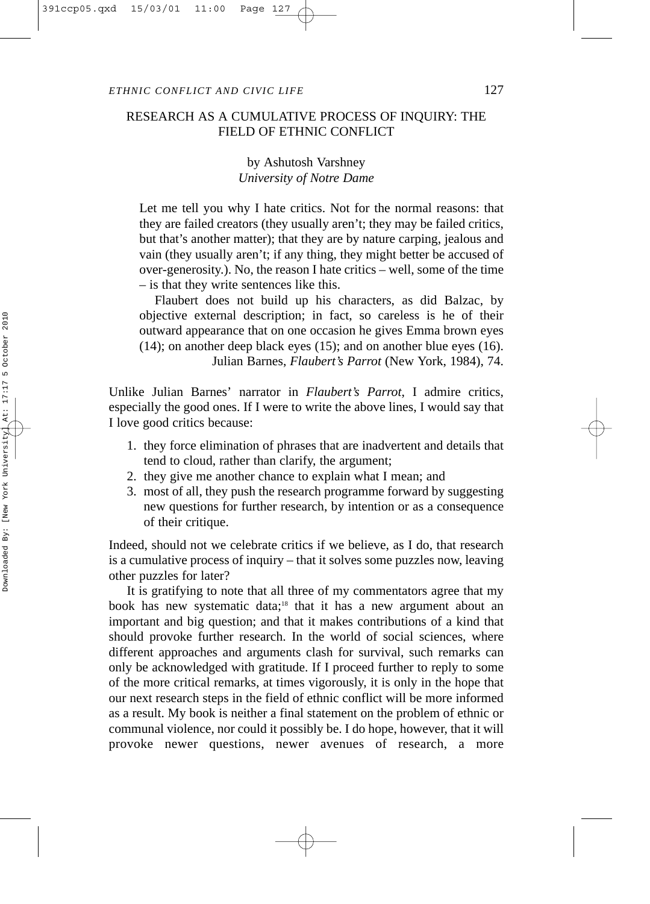## RESEARCH AS A CUMULATIVE PROCESS OF INQUIRY: THE FIELD OF ETHNIC CONFLICT

by Ashutosh Varshney
*University of Notre Dame*

> Let me tell you why I hate critics. Not for the normal reasons: that they are failed creators (they usually aren't; they may be failed critics, but that's another matter); that they are by nature carping, jealous and vain (they usually aren't; if any thing, they might better be accused of over-generosity.). No, the reason I hate critics – well, some of the time – is that they write sentences like this.
>
> Flaubert does not build up his characters, as did Balzac, by objective external description; in fact, so careless is he of their outward appearance that on one occasion he gives Emma brown eyes (14); on another deep black eyes (15); and on another blue eyes (16).
>
> Julian Barnes, *Flaubert's Parrot* (New York, 1984), 74.

Unlike Julian Barnes' narrator in *Flaubert's Parrot*, I admire critics, especially the good ones. If I were to write the above lines, I would say that I love good critics because:

1. they force elimination of phrases that are inadvertent and details that tend to cloud, rather than clarify, the argument;
2. they give me another chance to explain what I mean; and
3. most of all, they push the research programme forward by suggesting new questions for further research, by intention or as a consequence of their critique.

Indeed, should not we celebrate critics if we believe, as I do, that research is a cumulative process of inquiry – that it solves some puzzles now, leaving other puzzles for later?

It is gratifying to note that all three of my commentators agree that my book has new systematic data;[18] that it has a new argument about an important and big question; and that it makes contributions of a kind that should provoke further research. In the world of social sciences, where different approaches and arguments clash for survival, such remarks can only be acknowledged with gratitude. If I proceed further to reply to some of the more critical remarks, at times vigorously, it is only in the hope that our next research steps in the field of ethnic conflict will be more informed as a result. My book is neither a final statement on the problem of ethnic or communal violence, nor could it possibly be. I do hope, however, that it will provoke newer questions, newer avenues of research, a more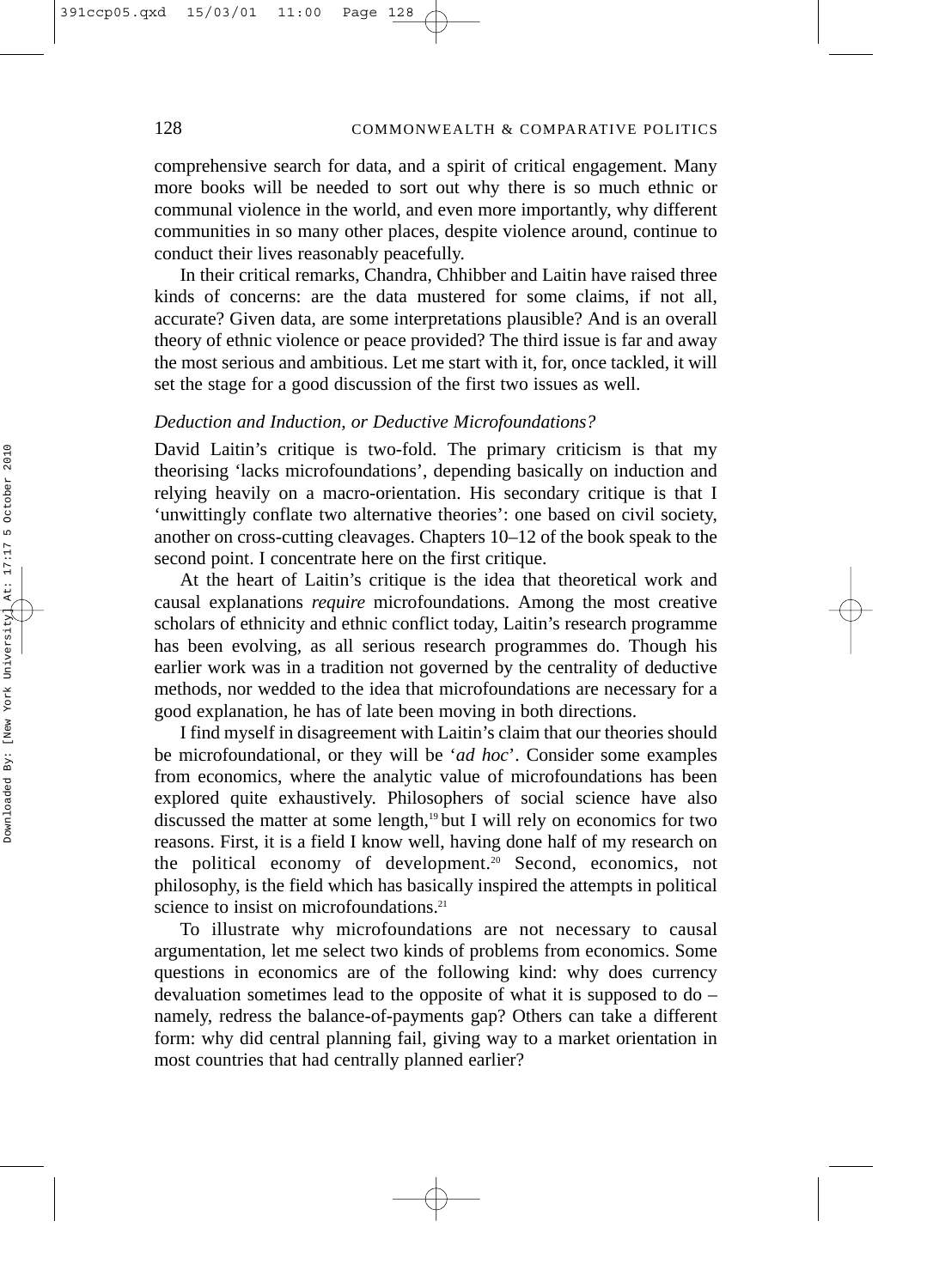comprehensive search for data, and a spirit of critical engagement. Many more books will be needed to sort out why there is so much ethnic or communal violence in the world, and even more importantly, why different communities in so many other places, despite violence around, continue to conduct their lives reasonably peacefully.

In their critical remarks, Chandra, Chhibber and Laitin have raised three kinds of concerns: are the data mustered for some claims, if not all, accurate? Given data, are some interpretations plausible? And is an overall theory of ethnic violence or peace provided? The third issue is far and away the most serious and ambitious. Let me start with it, for, once tackled, it will set the stage for a good discussion of the first two issues as well.

### *Deduction and Induction, or Deductive Microfoundations?*

David Laitin's critique is two-fold. The primary criticism is that my theorising 'lacks microfoundations', depending basically on induction and relying heavily on a macro-orientation. His secondary critique is that I 'unwittingly conflate two alternative theories': one based on civil society, another on cross-cutting cleavages. Chapters 10–12 of the book speak to the second point. I concentrate here on the first critique.

At the heart of Laitin's critique is the idea that theoretical work and causal explanations *require* microfoundations. Among the most creative scholars of ethnicity and ethnic conflict today, Laitin's research programme has been evolving, as all serious research programmes do. Though his earlier work was in a tradition not governed by the centrality of deductive methods, nor wedded to the idea that microfoundations are necessary for a good explanation, he has of late been moving in both directions.

I find myself in disagreement with Laitin's claim that our theories should be microfoundational, or they will be '*ad hoc*'. Consider some examples from economics, where the analytic value of microfoundations has been explored quite exhaustively. Philosophers of social science have also discussed the matter at some length,[19] but I will rely on economics for two reasons. First, it is a field I know well, having done half of my research on the political economy of development.[20] Second, economics, not philosophy, is the field which has basically inspired the attempts in political science to insist on microfoundations.[21]

To illustrate why microfoundations are not necessary to causal argumentation, let me select two kinds of problems from economics. Some questions in economics are of the following kind: why does currency devaluation sometimes lead to the opposite of what it is supposed to do – namely, redress the balance-of-payments gap? Others can take a different form: why did central planning fail, giving way to a market orientation in most countries that had centrally planned earlier?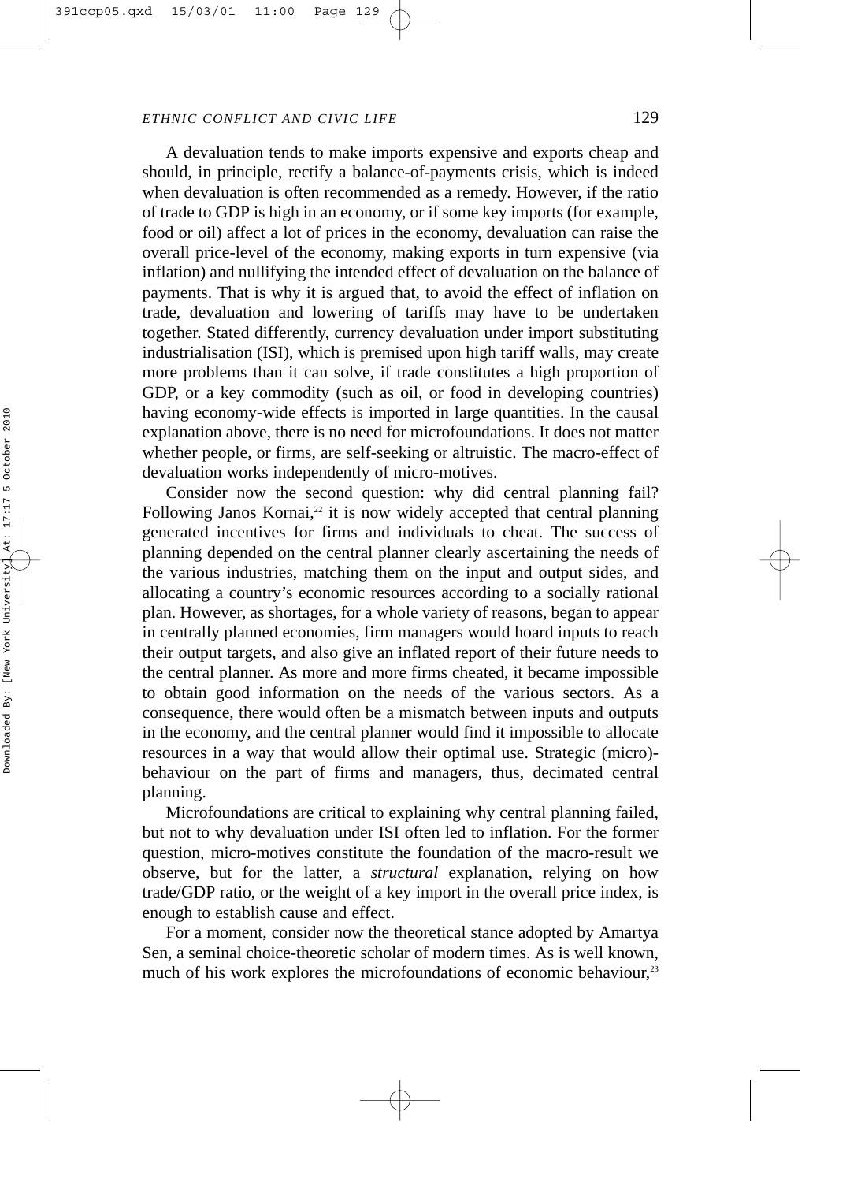A devaluation tends to make imports expensive and exports cheap and should, in principle, rectify a balance-of-payments crisis, which is indeed when devaluation is often recommended as a remedy. However, if the ratio of trade to GDP is high in an economy, or if some key imports (for example, food or oil) affect a lot of prices in the economy, devaluation can raise the overall price-level of the economy, making exports in turn expensive (via inflation) and nullifying the intended effect of devaluation on the balance of payments. That is why it is argued that, to avoid the effect of inflation on trade, devaluation and lowering of tariffs may have to be undertaken together. Stated differently, currency devaluation under import substituting industrialisation (ISI), which is premised upon high tariff walls, may create more problems than it can solve, if trade constitutes a high proportion of GDP, or a key commodity (such as oil, or food in developing countries) having economy-wide effects is imported in large quantities. In the causal explanation above, there is no need for microfoundations. It does not matter whether people, or firms, are self-seeking or altruistic. The macro-effect of devaluation works independently of micro-motives.

Consider now the second question: why did central planning fail? Following Janos Kornai,[22] it is now widely accepted that central planning generated incentives for firms and individuals to cheat. The success of planning depended on the central planner clearly ascertaining the needs of the various industries, matching them on the input and output sides, and allocating a country's economic resources according to a socially rational plan. However, as shortages, for a whole variety of reasons, began to appear in centrally planned economies, firm managers would hoard inputs to reach their output targets, and also give an inflated report of their future needs to the central planner. As more and more firms cheated, it became impossible to obtain good information on the needs of the various sectors. As a consequence, there would often be a mismatch between inputs and outputs in the economy, and the central planner would find it impossible to allocate resources in a way that would allow their optimal use. Strategic (micro)-behaviour on the part of firms and managers, thus, decimated central planning.

Microfoundations are critical to explaining why central planning failed, but not to why devaluation under ISI often led to inflation. For the former question, micro-motives constitute the foundation of the macro-result we observe, but for the latter, a *structural* explanation, relying on how trade/GDP ratio, or the weight of a key import in the overall price index, is enough to establish cause and effect.

For a moment, consider now the theoretical stance adopted by Amartya Sen, a seminal choice-theoretic scholar of modern times. As is well known, much of his work explores the microfoundations of economic behaviour,[23]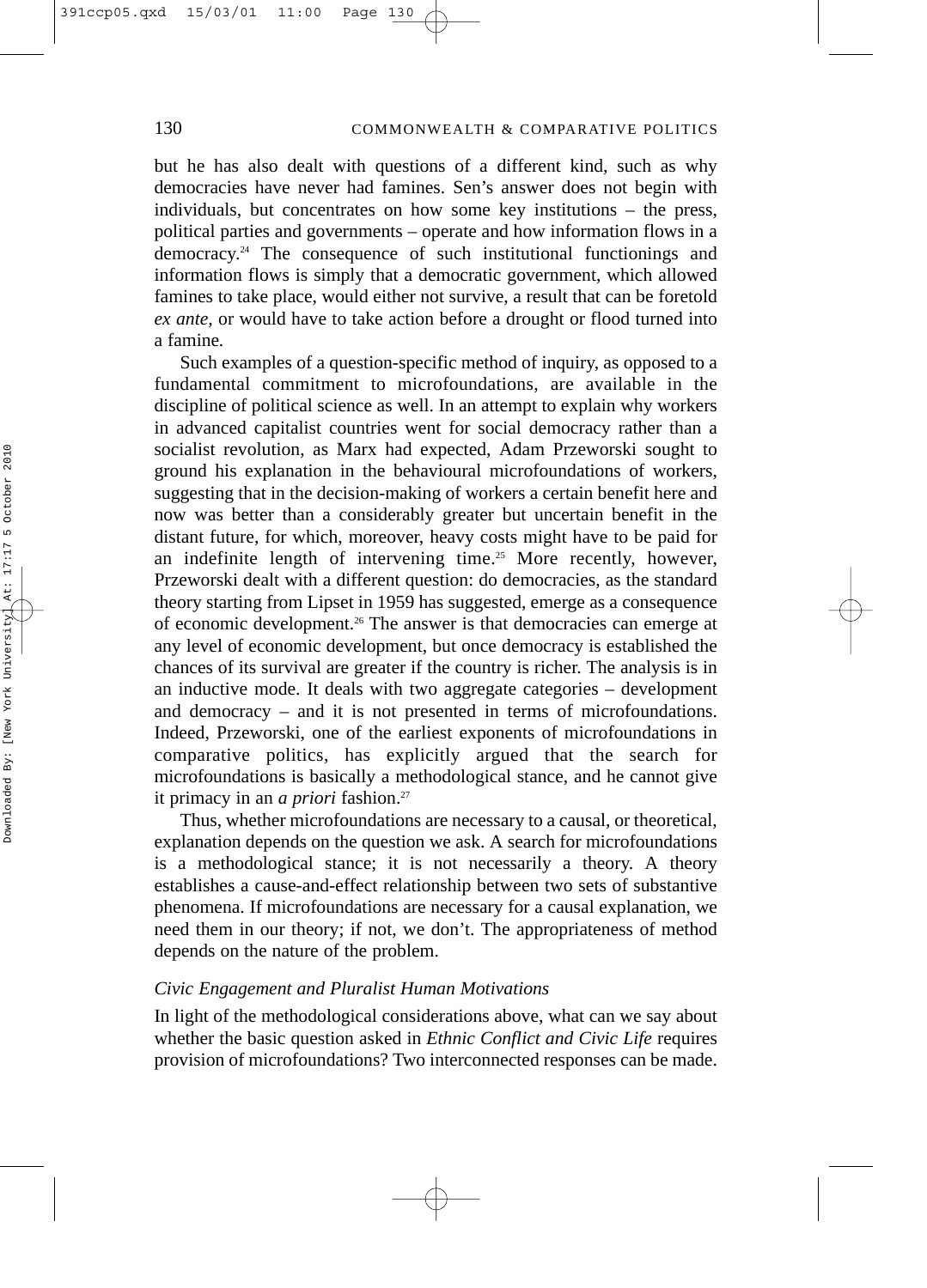but he has also dealt with questions of a different kind, such as why democracies have never had famines. Sen's answer does not begin with individuals, but concentrates on how some key institutions – the press, political parties and governments – operate and how information flows in a democracy.[24] The consequence of such institutional functionings and information flows is simply that a democratic government, which allowed famines to take place, would either not survive, a result that can be foretold *ex ante*, or would have to take action before a drought or flood turned into a famine.

Such examples of a question-specific method of inquiry, as opposed to a fundamental commitment to microfoundations, are available in the discipline of political science as well. In an attempt to explain why workers in advanced capitalist countries went for social democracy rather than a socialist revolution, as Marx had expected, Adam Przeworski sought to ground his explanation in the behavioural microfoundations of workers, suggesting that in the decision-making of workers a certain benefit here and now was better than a considerably greater but uncertain benefit in the distant future, for which, moreover, heavy costs might have to be paid for an indefinite length of intervening time.[25] More recently, however, Przeworski dealt with a different question: do democracies, as the standard theory starting from Lipset in 1959 has suggested, emerge as a consequence of economic development.[26] The answer is that democracies can emerge at any level of economic development, but once democracy is established the chances of its survival are greater if the country is richer. The analysis is in an inductive mode. It deals with two aggregate categories – development and democracy – and it is not presented in terms of microfoundations. Indeed, Przeworski, one of the earliest exponents of microfoundations in comparative politics, has explicitly argued that the search for microfoundations is basically a methodological stance, and he cannot give it primacy in an *a priori* fashion.[27]

Thus, whether microfoundations are necessary to a causal, or theoretical, explanation depends on the question we ask. A search for microfoundations is a methodological stance; it is not necessarily a theory. A theory establishes a cause-and-effect relationship between two sets of substantive phenomena. If microfoundations are necessary for a causal explanation, we need them in our theory; if not, we don't. The appropriateness of method depends on the nature of the problem.

### *Civic Engagement and Pluralist Human Motivations*

In light of the methodological considerations above, what can we say about whether the basic question asked in *Ethnic Conflict and Civic Life* requires provision of microfoundations? Two interconnected responses can be made.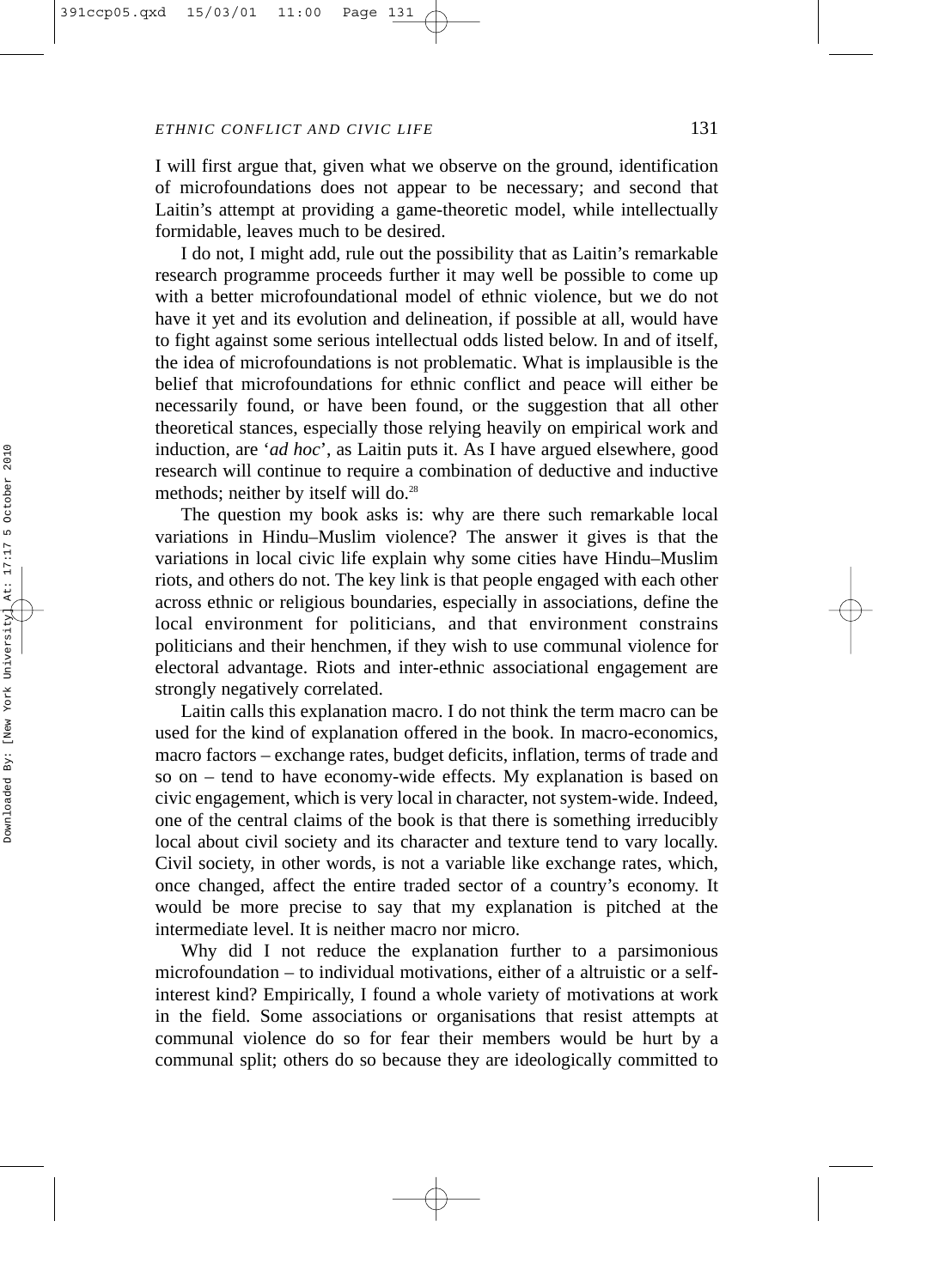I will first argue that, given what we observe on the ground, identification of microfoundations does not appear to be necessary; and second that Laitin's attempt at providing a game-theoretic model, while intellectually formidable, leaves much to be desired.

I do not, I might add, rule out the possibility that as Laitin's remarkable research programme proceeds further it may well be possible to come up with a better microfoundational model of ethnic violence, but we do not have it yet and its evolution and delineation, if possible at all, would have to fight against some serious intellectual odds listed below. In and of itself, the idea of microfoundations is not problematic. What is implausible is the belief that microfoundations for ethnic conflict and peace will either be necessarily found, or have been found, or the suggestion that all other theoretical stances, especially those relying heavily on empirical work and induction, are '*ad hoc*', as Laitin puts it. As I have argued elsewhere, good research will continue to require a combination of deductive and inductive methods; neither by itself will do.[28]

The question my book asks is: why are there such remarkable local variations in Hindu–Muslim violence? The answer it gives is that the variations in local civic life explain why some cities have Hindu–Muslim riots, and others do not. The key link is that people engaged with each other across ethnic or religious boundaries, especially in associations, define the local environment for politicians, and that environment constrains politicians and their henchmen, if they wish to use communal violence for electoral advantage. Riots and inter-ethnic associational engagement are strongly negatively correlated.

Laitin calls this explanation macro. I do not think the term macro can be used for the kind of explanation offered in the book. In macro-economics, macro factors – exchange rates, budget deficits, inflation, terms of trade and so on – tend to have economy-wide effects. My explanation is based on civic engagement, which is very local in character, not system-wide. Indeed, one of the central claims of the book is that there is something irreducibly local about civil society and its character and texture tend to vary locally. Civil society, in other words, is not a variable like exchange rates, which, once changed, affect the entire traded sector of a country's economy. It would be more precise to say that my explanation is pitched at the intermediate level. It is neither macro nor micro.

Why did I not reduce the explanation further to a parsimonious microfoundation – to individual motivations, either of a altruistic or a self-interest kind? Empirically, I found a whole variety of motivations at work in the field. Some associations or organisations that resist attempts at communal violence do so for fear their members would be hurt by a communal split; others do so because they are ideologically committed to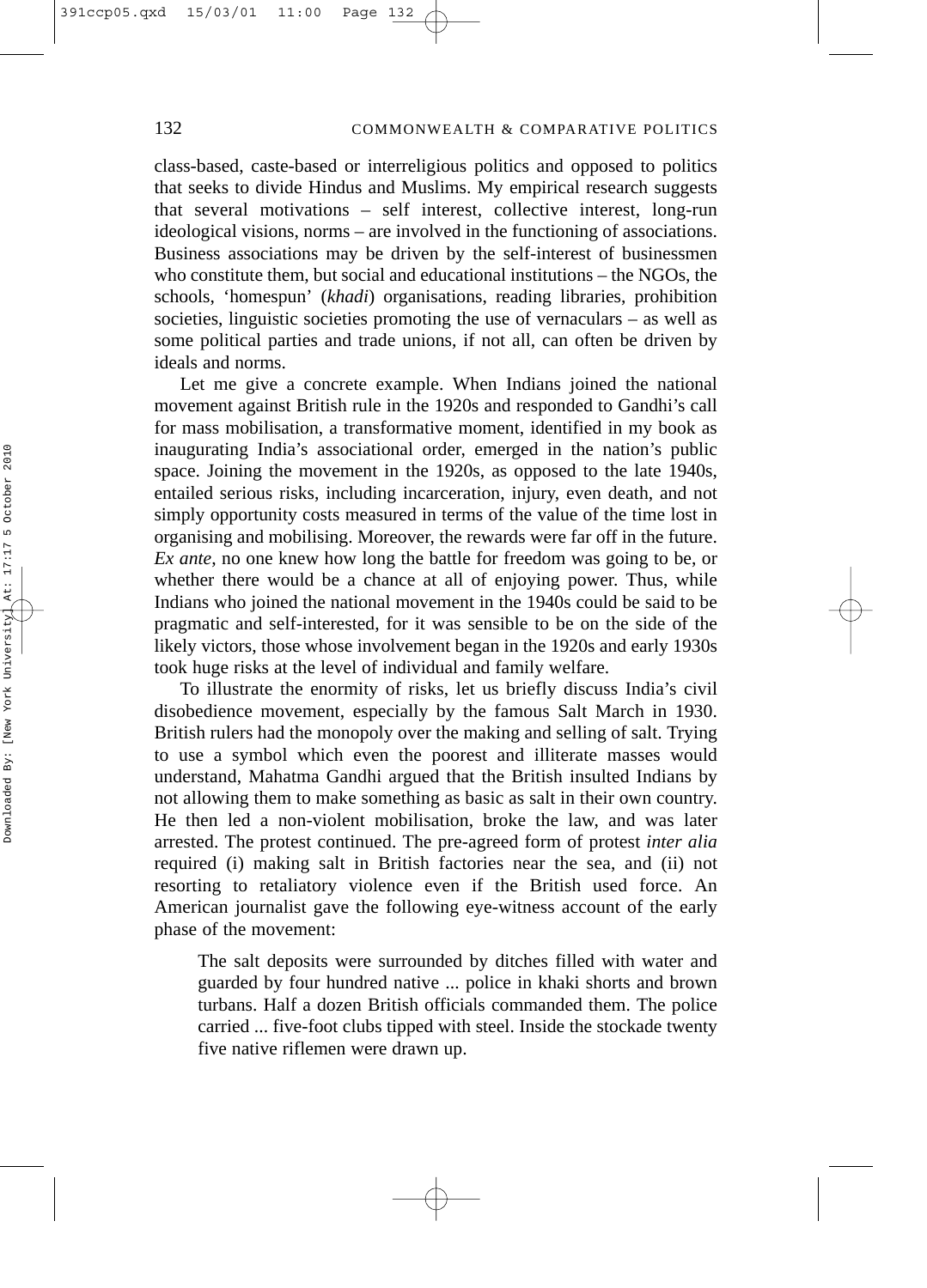class-based, caste-based or interreligious politics and opposed to politics that seeks to divide Hindus and Muslims. My empirical research suggests that several motivations – self interest, collective interest, long-run ideological visions, norms – are involved in the functioning of associations. Business associations may be driven by the self-interest of businessmen who constitute them, but social and educational institutions – the NGOs, the schools, 'homespun' (*khadi*) organisations, reading libraries, prohibition societies, linguistic societies promoting the use of vernaculars – as well as some political parties and trade unions, if not all, can often be driven by ideals and norms.

Let me give a concrete example. When Indians joined the national movement against British rule in the 1920s and responded to Gandhi's call for mass mobilisation, a transformative moment, identified in my book as inaugurating India's associational order, emerged in the nation's public space. Joining the movement in the 1920s, as opposed to the late 1940s, entailed serious risks, including incarceration, injury, even death, and not simply opportunity costs measured in terms of the value of the time lost in organising and mobilising. Moreover, the rewards were far off in the future. *Ex ante*, no one knew how long the battle for freedom was going to be, or whether there would be a chance at all of enjoying power. Thus, while Indians who joined the national movement in the 1940s could be said to be pragmatic and self-interested, for it was sensible to be on the side of the likely victors, those whose involvement began in the 1920s and early 1930s took huge risks at the level of individual and family welfare.

To illustrate the enormity of risks, let us briefly discuss India's civil disobedience movement, especially by the famous Salt March in 1930. British rulers had the monopoly over the making and selling of salt. Trying to use a symbol which even the poorest and illiterate masses would understand, Mahatma Gandhi argued that the British insulted Indians by not allowing them to make something as basic as salt in their own country. He then led a non-violent mobilisation, broke the law, and was later arrested. The protest continued. The pre-agreed form of protest *inter alia* required (i) making salt in British factories near the sea, and (ii) not resorting to retaliatory violence even if the British used force. An American journalist gave the following eye-witness account of the early phase of the movement:

> The salt deposits were surrounded by ditches filled with water and guarded by four hundred native ... police in khaki shorts and brown turbans. Half a dozen British officials commanded them. The police carried ... five-foot clubs tipped with steel. Inside the stockade twenty five native riflemen were drawn up.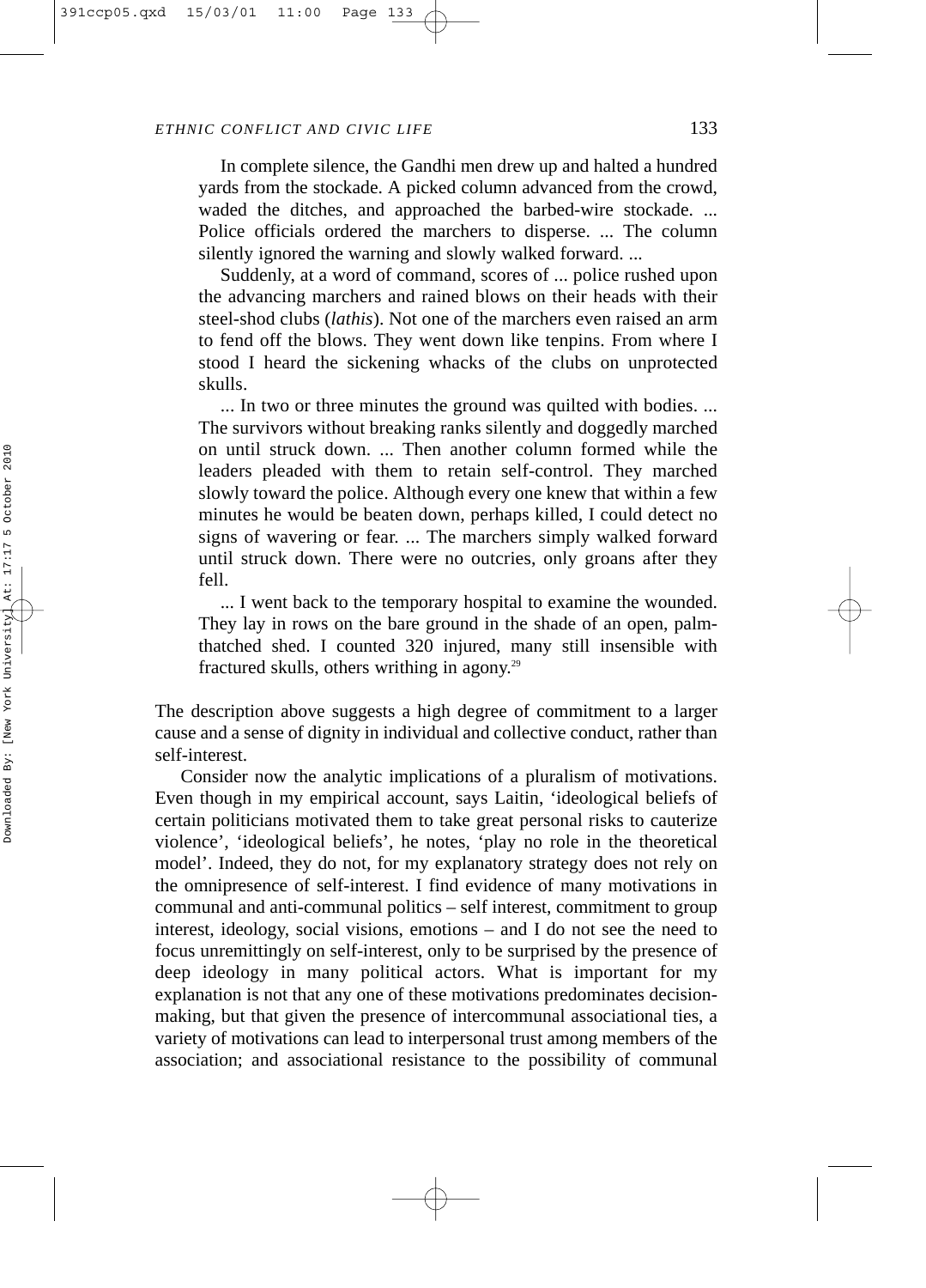> In complete silence, the Gandhi men drew up and halted a hundred yards from the stockade. A picked column advanced from the crowd, waded the ditches, and approached the barbed-wire stockade. ... Police officials ordered the marchers to disperse. ... The column silently ignored the warning and slowly walked forward. ...
>
> Suddenly, at a word of command, scores of ... police rushed upon the advancing marchers and rained blows on their heads with their steel-shod clubs (*lathis*). Not one of the marchers even raised an arm to fend off the blows. They went down like tenpins. From where I stood I heard the sickening whacks of the clubs on unprotected skulls.
>
> ... In two or three minutes the ground was quilted with bodies. ... The survivors without breaking ranks silently and doggedly marched on until struck down. ... Then another column formed while the leaders pleaded with them to retain self-control. They marched slowly toward the police. Although every one knew that within a few minutes he would be beaten down, perhaps killed, I could detect no signs of wavering or fear. ... The marchers simply walked forward until struck down. There were no outcries, only groans after they fell.
>
> ... I went back to the temporary hospital to examine the wounded. They lay in rows on the bare ground in the shade of an open, palm-thatched shed. I counted 320 injured, many still insensible with fractured skulls, others writhing in agony.[29]

The description above suggests a high degree of commitment to a larger cause and a sense of dignity in individual and collective conduct, rather than self-interest.

Consider now the analytic implications of a pluralism of motivations. Even though in my empirical account, says Laitin, 'ideological beliefs of certain politicians motivated them to take great personal risks to cauterize violence', 'ideological beliefs', he notes, 'play no role in the theoretical model'. Indeed, they do not, for my explanatory strategy does not rely on the omnipresence of self-interest. I find evidence of many motivations in communal and anti-communal politics – self interest, commitment to group interest, ideology, social visions, emotions – and I do not see the need to focus unremittingly on self-interest, only to be surprised by the presence of deep ideology in many political actors. What is important for my explanation is not that any one of these motivations predominates decision-making, but that given the presence of intercommunal associational ties, a variety of motivations can lead to interpersonal trust among members of the association; and associational resistance to the possibility of communal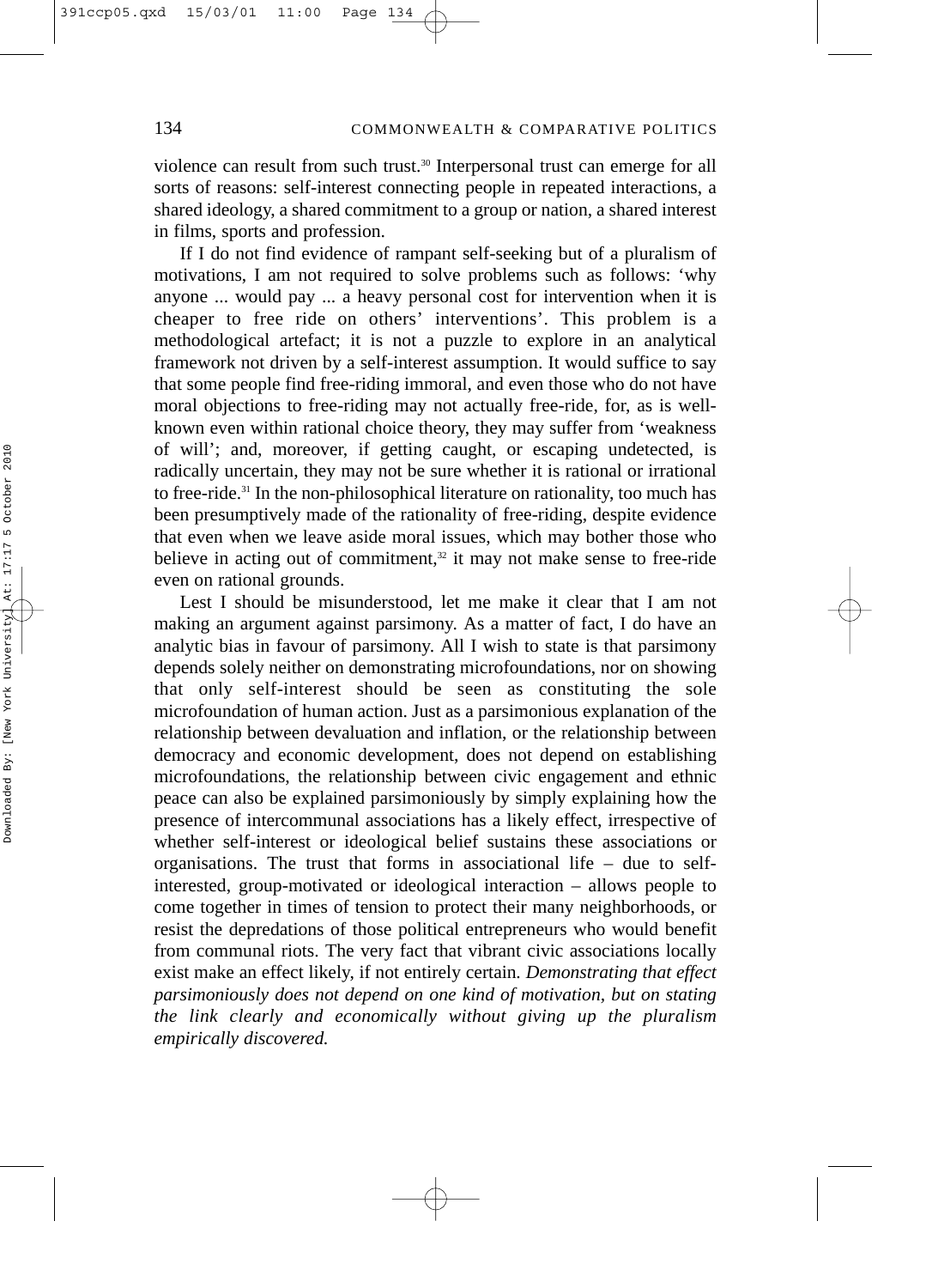violence can result from such trust.[30] Interpersonal trust can emerge for all sorts of reasons: self-interest connecting people in repeated interactions, a shared ideology, a shared commitment to a group or nation, a shared interest in films, sports and profession.

If I do not find evidence of rampant self-seeking but of a pluralism of motivations, I am not required to solve problems such as follows: 'why anyone ... would pay ... a heavy personal cost for intervention when it is cheaper to free ride on others' interventions'. This problem is a methodological artefact; it is not a puzzle to explore in an analytical framework not driven by a self-interest assumption. It would suffice to say that some people find free-riding immoral, and even those who do not have moral objections to free-riding may not actually free-ride, for, as is well-known even within rational choice theory, they may suffer from 'weakness of will'; and, moreover, if getting caught, or escaping undetected, is radically uncertain, they may not be sure whether it is rational or irrational to free-ride.[31] In the non-philosophical literature on rationality, too much has been presumptively made of the rationality of free-riding, despite evidence that even when we leave aside moral issues, which may bother those who believe in acting out of commitment,[32] it may not make sense to free-ride even on rational grounds.

Lest I should be misunderstood, let me make it clear that I am not making an argument against parsimony. As a matter of fact, I do have an analytic bias in favour of parsimony. All I wish to state is that parsimony depends solely neither on demonstrating microfoundations, nor on showing that only self-interest should be seen as constituting the sole microfoundation of human action. Just as a parsimonious explanation of the relationship between devaluation and inflation, or the relationship between democracy and economic development, does not depend on establishing microfoundations, the relationship between civic engagement and ethnic peace can also be explained parsimoniously by simply explaining how the presence of intercommunal associations has a likely effect, irrespective of whether self-interest or ideological belief sustains these associations or organisations. The trust that forms in associational life – due to self-interested, group-motivated or ideological interaction – allows people to come together in times of tension to protect their many neighborhoods, or resist the depredations of those political entrepreneurs who would benefit from communal riots. The very fact that vibrant civic associations locally exist make an effect likely, if not entirely certain. *Demonstrating that effect parsimoniously does not depend on one kind of motivation, but on stating the link clearly and economically without giving up the pluralism empirically discovered.*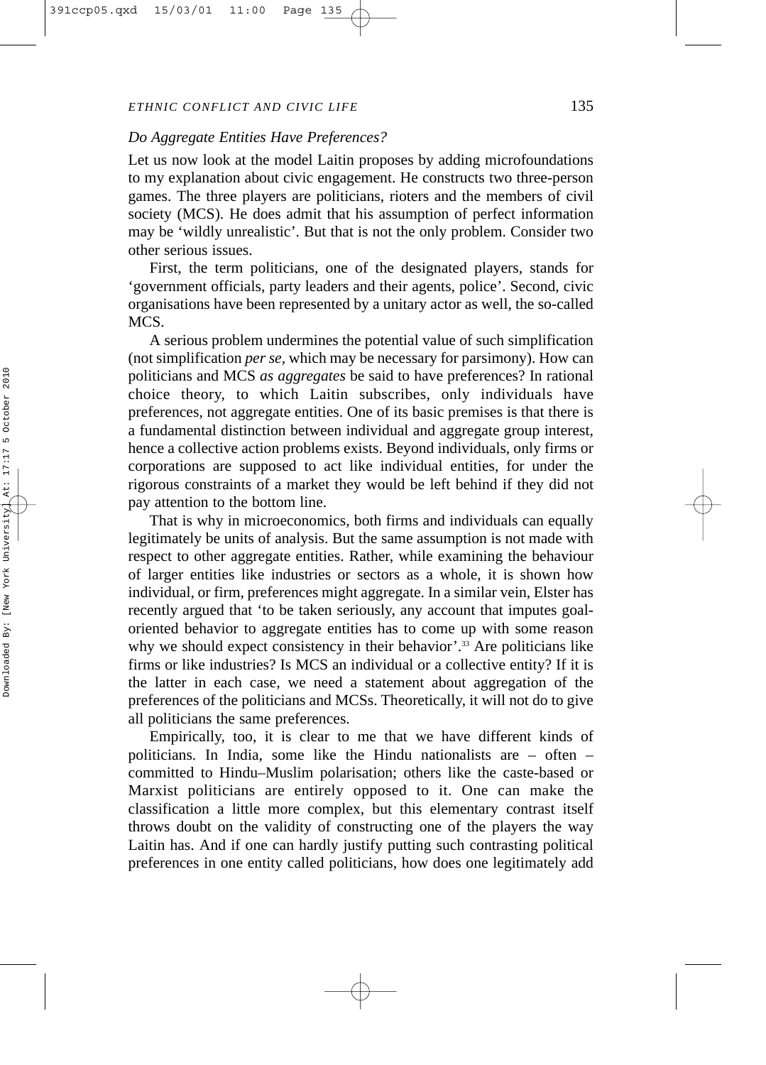### *Do Aggregate Entities Have Preferences?*

Let us now look at the model Laitin proposes by adding microfoundations to my explanation about civic engagement. He constructs two three-person games. The three players are politicians, rioters and the members of civil society (MCS). He does admit that his assumption of perfect information may be 'wildly unrealistic'. But that is not the only problem. Consider two other serious issues.

First, the term politicians, one of the designated players, stands for 'government officials, party leaders and their agents, police'. Second, civic organisations have been represented by a unitary actor as well, the so-called MCS.

A serious problem undermines the potential value of such simplification (not simplification *per se*, which may be necessary for parsimony). How can politicians and MCS *as aggregates* be said to have preferences? In rational choice theory, to which Laitin subscribes, only individuals have preferences, not aggregate entities. One of its basic premises is that there is a fundamental distinction between individual and aggregate group interest, hence a collective action problems exists. Beyond individuals, only firms or corporations are supposed to act like individual entities, for under the rigorous constraints of a market they would be left behind if they did not pay attention to the bottom line.

That is why in microeconomics, both firms and individuals can equally legitimately be units of analysis. But the same assumption is not made with respect to other aggregate entities. Rather, while examining the behaviour of larger entities like industries or sectors as a whole, it is shown how individual, or firm, preferences might aggregate. In a similar vein, Elster has recently argued that 'to be taken seriously, any account that imputes goal-oriented behavior to aggregate entities has to come up with some reason why we should expect consistency in their behavior'.[33] Are politicians like firms or like industries? Is MCS an individual or a collective entity? If it is the latter in each case, we need a statement about aggregation of the preferences of the politicians and MCSs. Theoretically, it will not do to give all politicians the same preferences.

Empirically, too, it is clear to me that we have different kinds of politicians. In India, some like the Hindu nationalists are – often – committed to Hindu–Muslim polarisation; others like the caste-based or Marxist politicians are entirely opposed to it. One can make the classification a little more complex, but this elementary contrast itself throws doubt on the validity of constructing one of the players the way Laitin has. And if one can hardly justify putting such contrasting political preferences in one entity called politicians, how does one legitimately add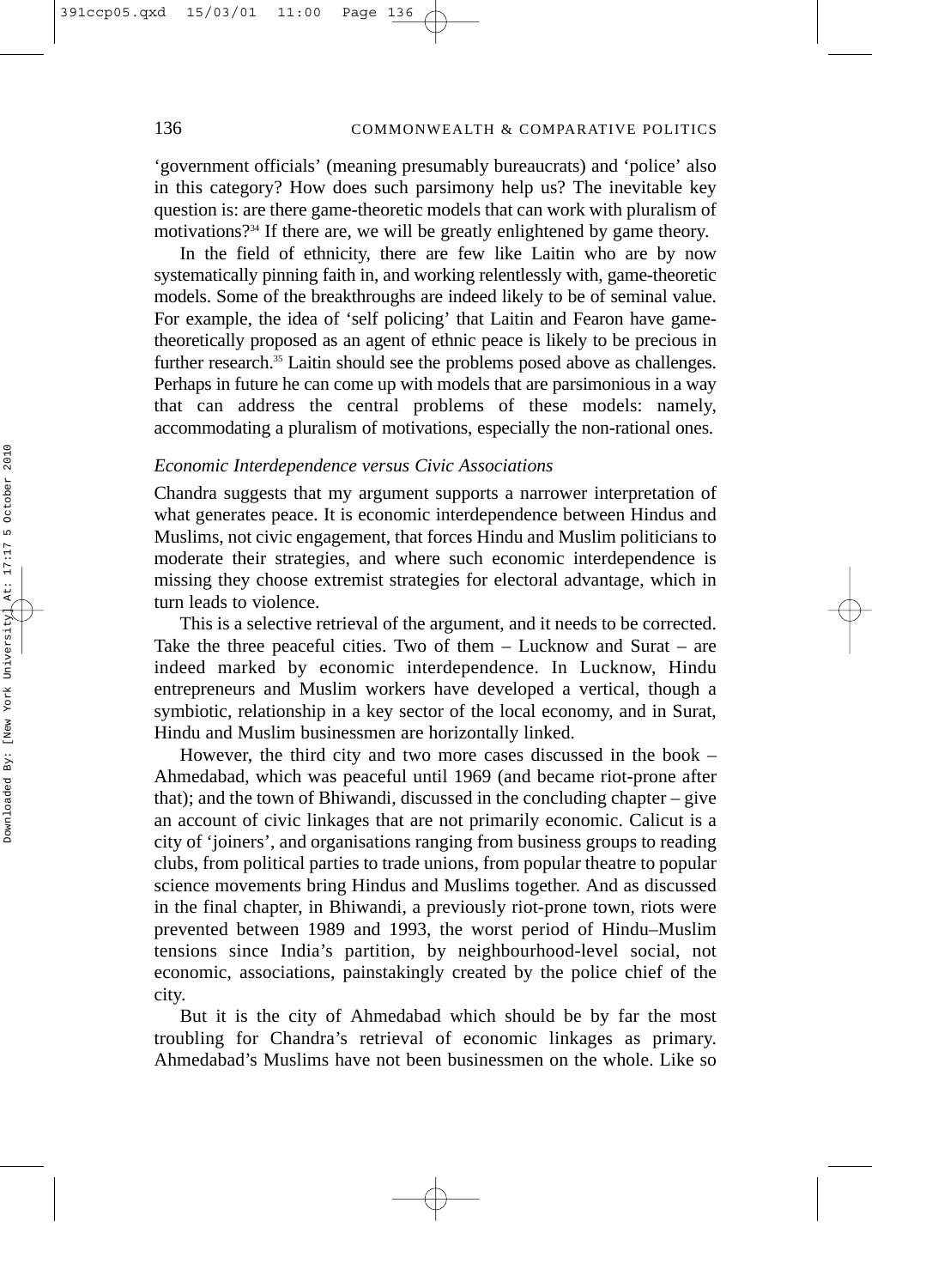'government officials' (meaning presumably bureaucrats) and 'police' also in this category? How does such parsimony help us? The inevitable key question is: are there game-theoretic models that can work with pluralism of motivations?[34] If there are, we will be greatly enlightened by game theory.

In the field of ethnicity, there are few like Laitin who are by now systematically pinning faith in, and working relentlessly with, game-theoretic models. Some of the breakthroughs are indeed likely to be of seminal value. For example, the idea of 'self policing' that Laitin and Fearon have game-theoretically proposed as an agent of ethnic peace is likely to be precious in further research.[35] Laitin should see the problems posed above as challenges. Perhaps in future he can come up with models that are parsimonious in a way that can address the central problems of these models: namely, accommodating a pluralism of motivations, especially the non-rational ones.

### *Economic Interdependence versus Civic Associations*

Chandra suggests that my argument supports a narrower interpretation of what generates peace. It is economic interdependence between Hindus and Muslims, not civic engagement, that forces Hindu and Muslim politicians to moderate their strategies, and where such economic interdependence is missing they choose extremist strategies for electoral advantage, which in turn leads to violence.

This is a selective retrieval of the argument, and it needs to be corrected. Take the three peaceful cities. Two of them – Lucknow and Surat – are indeed marked by economic interdependence. In Lucknow, Hindu entrepreneurs and Muslim workers have developed a vertical, though a symbiotic, relationship in a key sector of the local economy, and in Surat, Hindu and Muslim businessmen are horizontally linked.

However, the third city and two more cases discussed in the book – Ahmedabad, which was peaceful until 1969 (and became riot-prone after that); and the town of Bhiwandi, discussed in the concluding chapter – give an account of civic linkages that are not primarily economic. Calicut is a city of 'joiners', and organisations ranging from business groups to reading clubs, from political parties to trade unions, from popular theatre to popular science movements bring Hindus and Muslims together. And as discussed in the final chapter, in Bhiwandi, a previously riot-prone town, riots were prevented between 1989 and 1993, the worst period of Hindu–Muslim tensions since India's partition, by neighbourhood-level social, not economic, associations, painstakingly created by the police chief of the city.

But it is the city of Ahmedabad which should be by far the most troubling for Chandra's retrieval of economic linkages as primary. Ahmedabad's Muslims have not been businessmen on the whole. Like so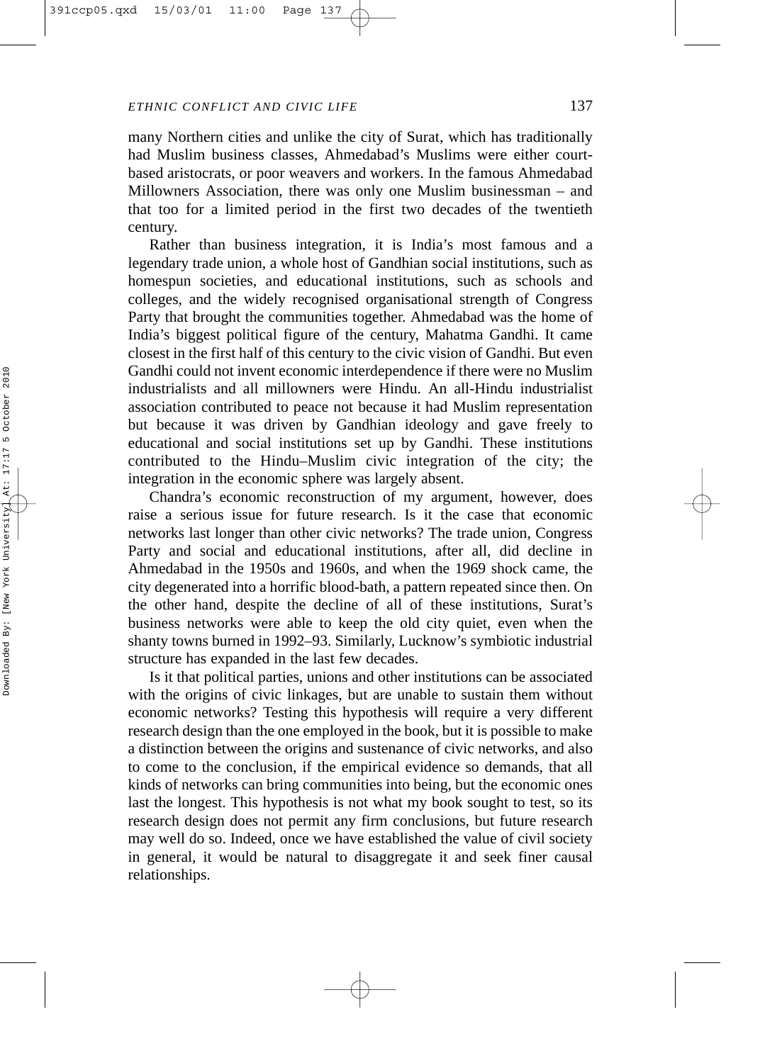many Northern cities and unlike the city of Surat, which has traditionally had Muslim business classes, Ahmedabad's Muslims were either court-based aristocrats, or poor weavers and workers. In the famous Ahmedabad Millowners Association, there was only one Muslim businessman – and that too for a limited period in the first two decades of the twentieth century.

Rather than business integration, it is India's most famous and a legendary trade union, a whole host of Gandhian social institutions, such as homespun societies, and educational institutions, such as schools and colleges, and the widely recognised organisational strength of Congress Party that brought the communities together. Ahmedabad was the home of India's biggest political figure of the century, Mahatma Gandhi. It came closest in the first half of this century to the civic vision of Gandhi. But even Gandhi could not invent economic interdependence if there were no Muslim industrialists and all millowners were Hindu. An all-Hindu industrialist association contributed to peace not because it had Muslim representation but because it was driven by Gandhian ideology and gave freely to educational and social institutions set up by Gandhi. These institutions contributed to the Hindu–Muslim civic integration of the city; the integration in the economic sphere was largely absent.

Chandra's economic reconstruction of my argument, however, does raise a serious issue for future research. Is it the case that economic networks last longer than other civic networks? The trade union, Congress Party and social and educational institutions, after all, did decline in Ahmedabad in the 1950s and 1960s, and when the 1969 shock came, the city degenerated into a horrific blood-bath, a pattern repeated since then. On the other hand, despite the decline of all of these institutions, Surat's business networks were able to keep the old city quiet, even when the shanty towns burned in 1992–93. Similarly, Lucknow's symbiotic industrial structure has expanded in the last few decades.

Is it that political parties, unions and other institutions can be associated with the origins of civic linkages, but are unable to sustain them without economic networks? Testing this hypothesis will require a very different research design than the one employed in the book, but it is possible to make a distinction between the origins and sustenance of civic networks, and also to come to the conclusion, if the empirical evidence so demands, that all kinds of networks can bring communities into being, but the economic ones last the longest. This hypothesis is not what my book sought to test, so its research design does not permit any firm conclusions, but future research may well do so. Indeed, once we have established the value of civil society in general, it would be natural to disaggregate it and seek finer causal relationships.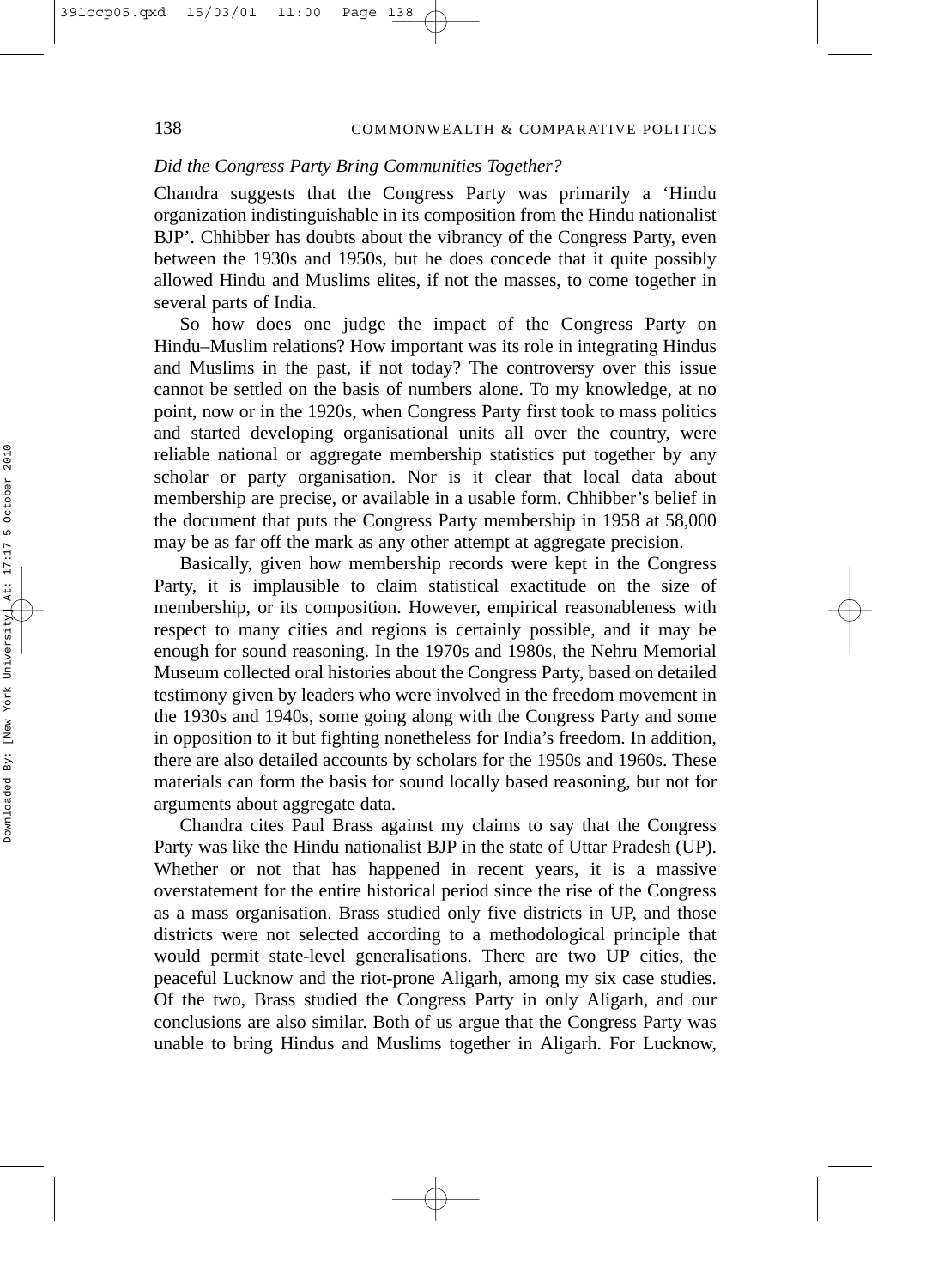### *Did the Congress Party Bring Communities Together?*

Chandra suggests that the Congress Party was primarily a 'Hindu organization indistinguishable in its composition from the Hindu nationalist BJP'. Chhibber has doubts about the vibrancy of the Congress Party, even between the 1930s and 1950s, but he does concede that it quite possibly allowed Hindu and Muslims elites, if not the masses, to come together in several parts of India.

So how does one judge the impact of the Congress Party on Hindu–Muslim relations? How important was its role in integrating Hindus and Muslims in the past, if not today? The controversy over this issue cannot be settled on the basis of numbers alone. To my knowledge, at no point, now or in the 1920s, when Congress Party first took to mass politics and started developing organisational units all over the country, were reliable national or aggregate membership statistics put together by any scholar or party organisation. Nor is it clear that local data about membership are precise, or available in a usable form. Chhibber's belief in the document that puts the Congress Party membership in 1958 at 58,000 may be as far off the mark as any other attempt at aggregate precision.

Basically, given how membership records were kept in the Congress Party, it is implausible to claim statistical exactitude on the size of membership, or its composition. However, empirical reasonableness with respect to many cities and regions is certainly possible, and it may be enough for sound reasoning. In the 1970s and 1980s, the Nehru Memorial Museum collected oral histories about the Congress Party, based on detailed testimony given by leaders who were involved in the freedom movement in the 1930s and 1940s, some going along with the Congress Party and some in opposition to it but fighting nonetheless for India's freedom. In addition, there are also detailed accounts by scholars for the 1950s and 1960s. These materials can form the basis for sound locally based reasoning, but not for arguments about aggregate data.

Chandra cites Paul Brass against my claims to say that the Congress Party was like the Hindu nationalist BJP in the state of Uttar Pradesh (UP). Whether or not that has happened in recent years, it is a massive overstatement for the entire historical period since the rise of the Congress as a mass organisation. Brass studied only five districts in UP, and those districts were not selected according to a methodological principle that would permit state-level generalisations. There are two UP cities, the peaceful Lucknow and the riot-prone Aligarh, among my six case studies. Of the two, Brass studied the Congress Party in only Aligarh, and our conclusions are also similar. Both of us argue that the Congress Party was unable to bring Hindus and Muslims together in Aligarh. For Lucknow,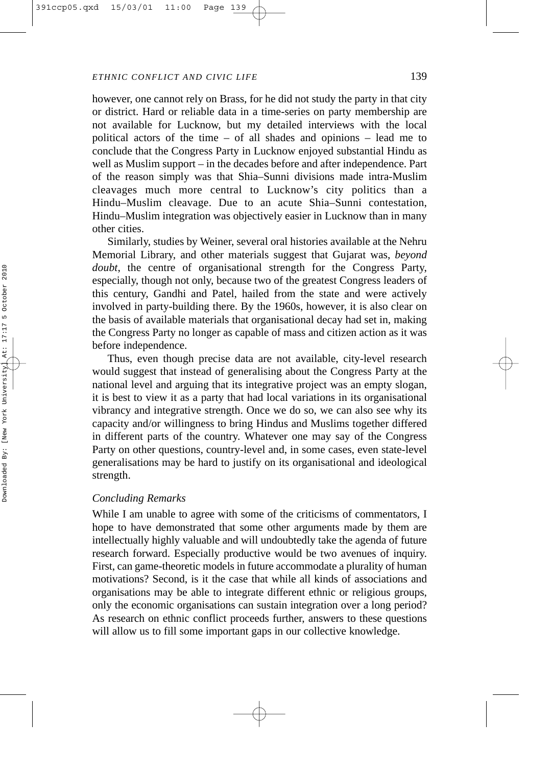however, one cannot rely on Brass, for he did not study the party in that city or district. Hard or reliable data in a time-series on party membership are not available for Lucknow, but my detailed interviews with the local political actors of the time – of all shades and opinions – lead me to conclude that the Congress Party in Lucknow enjoyed substantial Hindu as well as Muslim support – in the decades before and after independence. Part of the reason simply was that Shia–Sunni divisions made intra-Muslim cleavages much more central to Lucknow's city politics than a Hindu–Muslim cleavage. Due to an acute Shia–Sunni contestation, Hindu–Muslim integration was objectively easier in Lucknow than in many other cities.

Similarly, studies by Weiner, several oral histories available at the Nehru Memorial Library, and other materials suggest that Gujarat was, *beyond doubt*, the centre of organisational strength for the Congress Party, especially, though not only, because two of the greatest Congress leaders of this century, Gandhi and Patel, hailed from the state and were actively involved in party-building there. By the 1960s, however, it is also clear on the basis of available materials that organisational decay had set in, making the Congress Party no longer as capable of mass and citizen action as it was before independence.

Thus, even though precise data are not available, city-level research would suggest that instead of generalising about the Congress Party at the national level and arguing that its integrative project was an empty slogan, it is best to view it as a party that had local variations in its organisational vibrancy and integrative strength. Once we do so, we can also see why its capacity and/or willingness to bring Hindus and Muslims together differed in different parts of the country. Whatever one may say of the Congress Party on other questions, country-level and, in some cases, even state-level generalisations may be hard to justify on its organisational and ideological strength.

### *Concluding Remarks*

While I am unable to agree with some of the criticisms of commentators, I hope to have demonstrated that some other arguments made by them are intellectually highly valuable and will undoubtedly take the agenda of future research forward. Especially productive would be two avenues of inquiry. First, can game-theoretic models in future accommodate a plurality of human motivations? Second, is it the case that while all kinds of associations and organisations may be able to integrate different ethnic or religious groups, only the economic organisations can sustain integration over a long period? As research on ethnic conflict proceeds further, answers to these questions will allow us to fill some important gaps in our collective knowledge.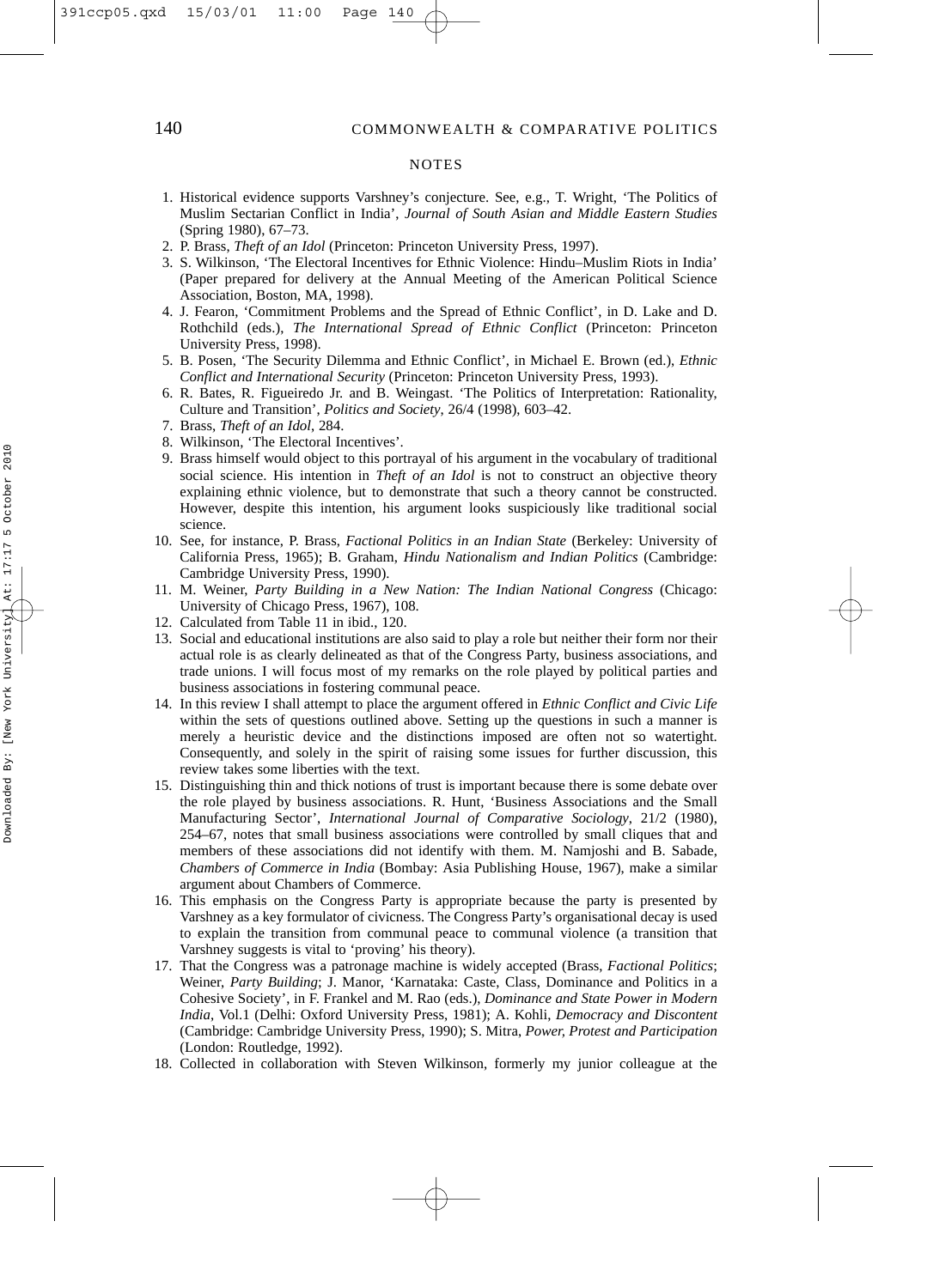## NOTES

1. Historical evidence supports Varshney's conjecture. See, e.g., T. Wright, 'The Politics of Muslim Sectarian Conflict in India', *Journal of South Asian and Middle Eastern Studies* (Spring 1980), 67–73.
2. P. Brass, *Theft of an Idol* (Princeton: Princeton University Press, 1997).
3. S. Wilkinson, 'The Electoral Incentives for Ethnic Violence: Hindu–Muslim Riots in India' (Paper prepared for delivery at the Annual Meeting of the American Political Science Association, Boston, MA, 1998).
4. J. Fearon, 'Commitment Problems and the Spread of Ethnic Conflict', in D. Lake and D. Rothchild (eds.), *The International Spread of Ethnic Conflict* (Princeton: Princeton University Press, 1998).
5. B. Posen, 'The Security Dilemma and Ethnic Conflict', in Michael E. Brown (ed.), *Ethnic Conflict and International Security* (Princeton: Princeton University Press, 1993).
6. R. Bates, R. Figueiredo Jr. and B. Weingast. 'The Politics of Interpretation: Rationality, Culture and Transition', *Politics and Society*, 26/4 (1998), 603–42.
7. Brass, *Theft of an Idol*, 284.
8. Wilkinson, 'The Electoral Incentives'.
9. Brass himself would object to this portrayal of his argument in the vocabulary of traditional social science. His intention in *Theft of an Idol* is not to construct an objective theory explaining ethnic violence, but to demonstrate that such a theory cannot be constructed. However, despite this intention, his argument looks suspiciously like traditional social science.
10. See, for instance, P. Brass, *Factional Politics in an Indian State* (Berkeley: University of California Press, 1965); B. Graham, *Hindu Nationalism and Indian Politics* (Cambridge: Cambridge University Press, 1990).
11. M. Weiner, *Party Building in a New Nation: The Indian National Congress* (Chicago: University of Chicago Press, 1967), 108.
12. Calculated from Table 11 in ibid., 120.
13. Social and educational institutions are also said to play a role but neither their form nor their actual role is as clearly delineated as that of the Congress Party, business associations, and trade unions. I will focus most of my remarks on the role played by political parties and business associations in fostering communal peace.
14. In this review I shall attempt to place the argument offered in *Ethnic Conflict and Civic Life* within the sets of questions outlined above. Setting up the questions in such a manner is merely a heuristic device and the distinctions imposed are often not so watertight. Consequently, and solely in the spirit of raising some issues for further discussion, this review takes some liberties with the text.
15. Distinguishing thin and thick notions of trust is important because there is some debate over the role played by business associations. R. Hunt, 'Business Associations and the Small Manufacturing Sector', *International Journal of Comparative Sociology*, 21/2 (1980), 254–67, notes that small business associations were controlled by small cliques that and members of these associations did not identify with them. M. Namjoshi and B. Sabade, *Chambers of Commerce in India* (Bombay: Asia Publishing House, 1967), make a similar argument about Chambers of Commerce.
16. This emphasis on the Congress Party is appropriate because the party is presented by Varshney as a key formulator of civicness. The Congress Party's organisational decay is used to explain the transition from communal peace to communal violence (a transition that Varshney suggests is vital to 'proving' his theory).
17. That the Congress was a patronage machine is widely accepted (Brass, *Factional Politics*; Weiner, *Party Building*; J. Manor, 'Karnataka: Caste, Class, Dominance and Politics in a Cohesive Society', in F. Frankel and M. Rao (eds.), *Dominance and State Power in Modern India*, Vol.1 (Delhi: Oxford University Press, 1981); A. Kohli, *Democracy and Discontent* (Cambridge: Cambridge University Press, 1990); S. Mitra, *Power, Protest and Participation* (London: Routledge, 1992).
18. Collected in collaboration with Steven Wilkinson, formerly my junior colleague at the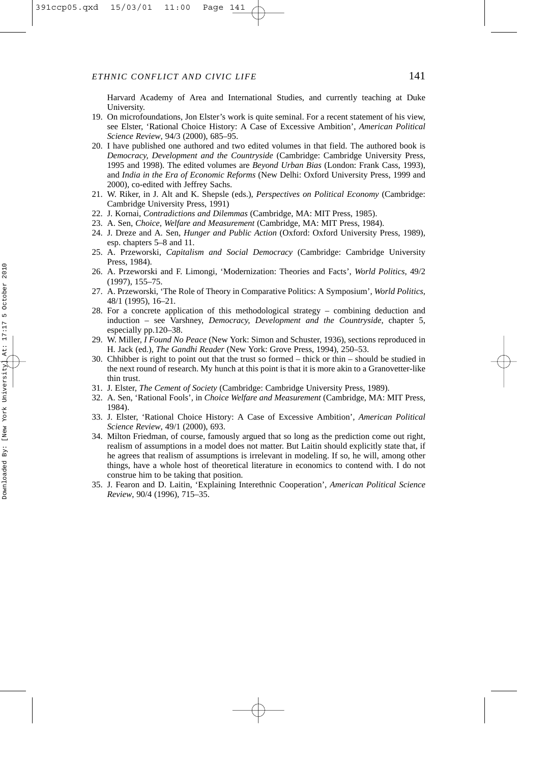Harvard Academy of Area and International Studies, and currently teaching at Duke University.

19. On microfoundations, Jon Elster's work is quite seminal. For a recent statement of his view, see Elster, 'Rational Choice History: A Case of Excessive Ambition', *American Political Science Review*, 94/3 (2000), 685–95.
20. I have published one authored and two edited volumes in that field. The authored book is *Democracy, Development and the Countryside* (Cambridge: Cambridge University Press, 1995 and 1998). The edited volumes are *Beyond Urban Bias* (London: Frank Cass, 1993), and *India in the Era of Economic Reforms* (New Delhi: Oxford University Press, 1999 and 2000), co-edited with Jeffrey Sachs.
21. W. Riker, in J. Alt and K. Shepsle (eds.), *Perspectives on Political Economy* (Cambridge: Cambridge University Press, 1991)
22. J. Kornai, *Contradictions and Dilemmas* (Cambridge, MA: MIT Press, 1985).
23. A. Sen, *Choice, Welfare and Measurement* (Cambridge, MA: MIT Press, 1984).
24. J. Dreze and A. Sen, *Hunger and Public Action* (Oxford: Oxford University Press, 1989), esp. chapters 5–8 and 11.
25. A. Przeworski, *Capitalism and Social Democracy* (Cambridge: Cambridge University Press, 1984).
26. A. Przeworski and F. Limongi, 'Modernization: Theories and Facts', *World Politics*, 49/2 (1997), 155–75.
27. A. Przeworski, 'The Role of Theory in Comparative Politics: A Symposium', *World Politics*, 48/1 (1995), 16–21.
28. For a concrete application of this methodological strategy – combining deduction and induction – see Varshney, *Democracy, Development and the Countryside*, chapter 5, especially pp.120–38.
29. W. Miller, *I Found No Peace* (New York: Simon and Schuster, 1936), sections reproduced in H. Jack (ed.), *The Gandhi Reader* (New York: Grove Press, 1994), 250–53.
30. Chhibber is right to point out that the trust so formed – thick or thin – should be studied in the next round of research. My hunch at this point is that it is more akin to a Granovetter-like thin trust.
31. J. Elster, *The Cement of Society* (Cambridge: Cambridge University Press, 1989).
32. A. Sen, 'Rational Fools', in *Choice Welfare and Measurement* (Cambridge, MA: MIT Press, 1984).
33. J. Elster, 'Rational Choice History: A Case of Excessive Ambition', *American Political Science Review*, 49/1 (2000), 693.
34. Milton Friedman, of course, famously argued that so long as the prediction come out right, realism of assumptions in a model does not matter. But Laitin should explicitly state that, if he agrees that realism of assumptions is irrelevant in modeling. If so, he will, among other things, have a whole host of theoretical literature in economics to contend with. I do not construe him to be taking that position.
35. J. Fearon and D. Laitin, 'Explaining Interethnic Cooperation', *American Political Science Review*, 90/4 (1996), 715–35.